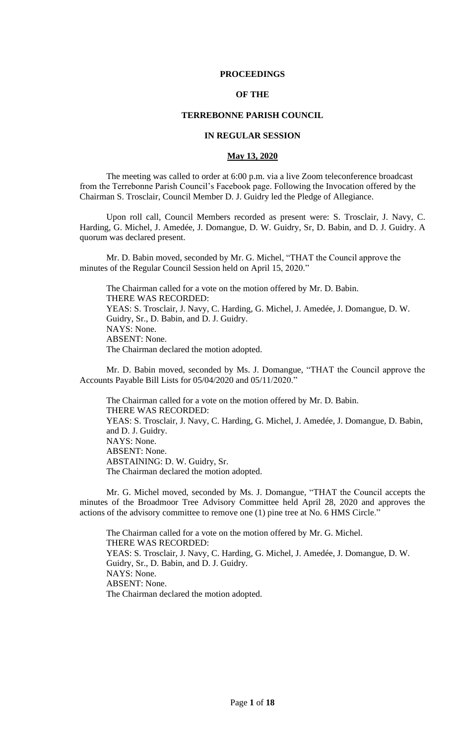**PROCEEDINGS**

**OF THE**

**TERREBONNE PARISH COUNCIL**

**IN REGULAR SESSION**

**May 13, 2020**

The meeting was called to order at 6:00 p.m. via a live Zoom teleconference broadcast from the Terrebonne Parish Council's Facebook page. Following the Invocation offered by the Chairman S. Trosclair, Council Member D. J. Guidry led the Pledge of Allegiance.

Upon roll call, Council Members recorded as present were: S. Trosclair, J. Navy, C. Harding, G. Michel, J. Amedée, J. Domangue, D. W. Guidry, Sr, D. Babin, and D. J. Guidry. A quorum was declared present.

Mr. D. Babin moved, seconded by Mr. G. Michel, "THAT the Council approve the minutes of the Regular Council Session held on April 15, 2020."

The Chairman called for a vote on the motion offered by Mr. D. Babin.
THERE WAS RECORDED:
YEAS: S. Trosclair, J. Navy, C. Harding, G. Michel, J. Amedée, J. Domangue, D. W. Guidry, Sr., D. Babin, and D. J. Guidry.
NAYS: None.
ABSENT: None.
The Chairman declared the motion adopted.

Mr. D. Babin moved, seconded by Ms. J. Domangue, "THAT the Council approve the Accounts Payable Bill Lists for 05/04/2020 and 05/11/2020."

The Chairman called for a vote on the motion offered by Mr. D. Babin.
THERE WAS RECORDED:
YEAS: S. Trosclair, J. Navy, C. Harding, G. Michel, J. Amedée, J. Domangue, D. Babin, and D. J. Guidry.
NAYS: None.
ABSENT: None.
ABSTAINING: D. W. Guidry, Sr.
The Chairman declared the motion adopted.

Mr. G. Michel moved, seconded by Ms. J. Domangue, "THAT the Council accepts the minutes of the Broadmoor Tree Advisory Committee held April 28, 2020 and approves the actions of the advisory committee to remove one (1) pine tree at No. 6 HMS Circle."

The Chairman called for a vote on the motion offered by Mr. G. Michel.
THERE WAS RECORDED:
YEAS: S. Trosclair, J. Navy, C. Harding, G. Michel, J. Amedée, J. Domangue, D. W. Guidry, Sr., D. Babin, and D. J. Guidry.
NAYS: None.
ABSENT: None.
The Chairman declared the motion adopted.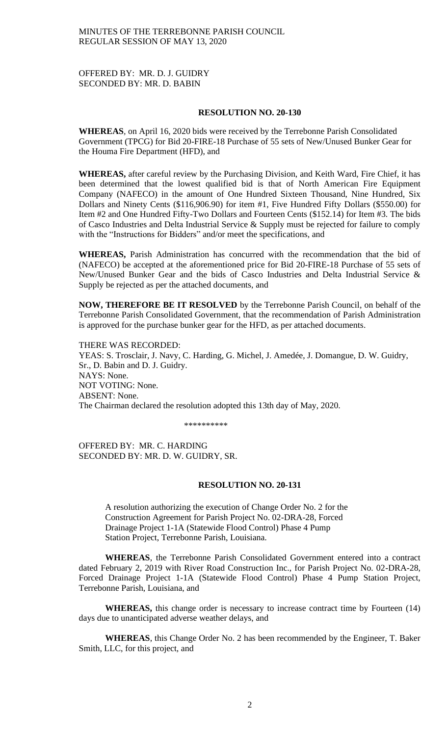OFFERED BY: MR. D. J. GUIDRY
SECONDED BY: MR. D. BABIN

**RESOLUTION NO. 20-130**

**WHEREAS**, on April 16, 2020 bids were received by the Terrebonne Parish Consolidated Government (TPCG) for Bid 20-FIRE-18 Purchase of 55 sets of New/Unused Bunker Gear for the Houma Fire Department (HFD), and

**WHEREAS,** after careful review by the Purchasing Division, and Keith Ward, Fire Chief, it has been determined that the lowest qualified bid is that of North American Fire Equipment Company (NAFECO) in the amount of One Hundred Sixteen Thousand, Nine Hundred, Six Dollars and Ninety Cents ($116,906.90) for item #1, Five Hundred Fifty Dollars ($550.00) for Item #2 and One Hundred Fifty-Two Dollars and Fourteen Cents ($152.14) for Item #3. The bids of Casco Industries and Delta Industrial Service & Supply must be rejected for failure to comply with the "Instructions for Bidders" and/or meet the specifications, and

**WHEREAS,** Parish Administration has concurred with the recommendation that the bid of (NAFECO) be accepted at the aforementioned price for Bid 20-FIRE-18 Purchase of 55 sets of New/Unused Bunker Gear and the bids of Casco Industries and Delta Industrial Service & Supply be rejected as per the attached documents, and

**NOW, THEREFORE BE IT RESOLVED** by the Terrebonne Parish Council, on behalf of the Terrebonne Parish Consolidated Government, that the recommendation of Parish Administration is approved for the purchase bunker gear for the HFD, as per attached documents.

THERE WAS RECORDED:
YEAS: S. Trosclair, J. Navy, C. Harding, G. Michel, J. Amedée, J. Domangue, D. W. Guidry, Sr., D. Babin and D. J. Guidry.
NAYS: None.
NOT VOTING: None.
ABSENT: None.
The Chairman declared the resolution adopted this 13th day of May, 2020.

\*\*\*\*\*\*\*\*\*\*

OFFERED BY: MR. C. HARDING
SECONDED BY: MR. D. W. GUIDRY, SR.

**RESOLUTION NO. 20-131**

A resolution authorizing the execution of Change Order No. 2 for the Construction Agreement for Parish Project No. 02-DRA-28, Forced Drainage Project 1-1A (Statewide Flood Control) Phase 4 Pump Station Project, Terrebonne Parish, Louisiana.

**WHEREAS**, the Terrebonne Parish Consolidated Government entered into a contract dated February 2, 2019 with River Road Construction Inc., for Parish Project No. 02-DRA-28, Forced Drainage Project 1-1A (Statewide Flood Control) Phase 4 Pump Station Project, Terrebonne Parish, Louisiana, and

**WHEREAS,** this change order is necessary to increase contract time by Fourteen (14) days due to unanticipated adverse weather delays, and

**WHEREAS**, this Change Order No. 2 has been recommended by the Engineer, T. Baker Smith, LLC, for this project, and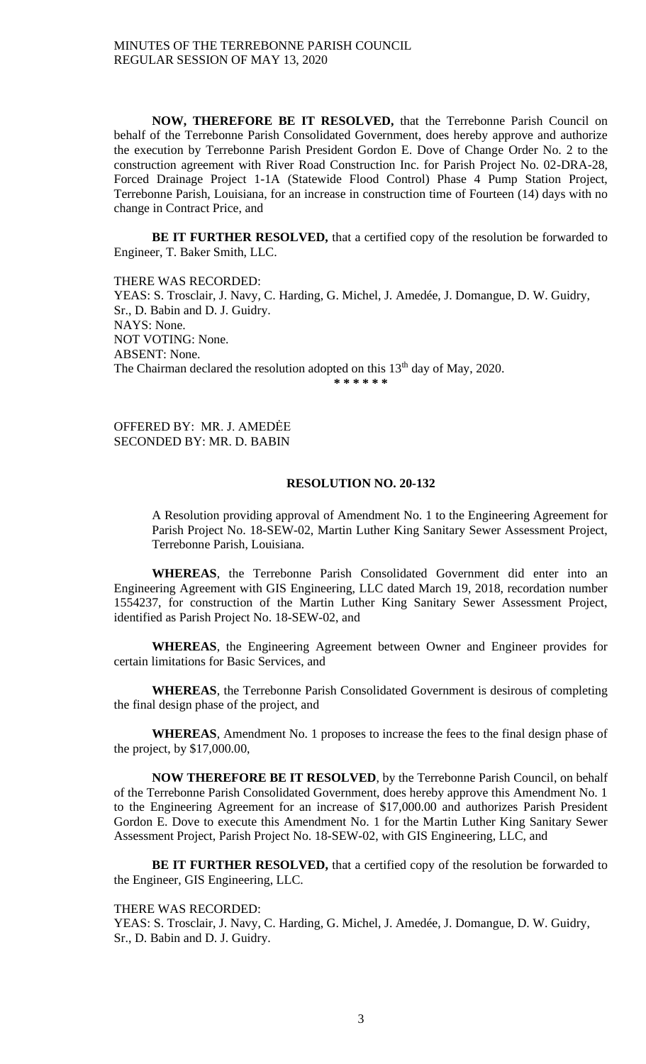**NOW, THEREFORE BE IT RESOLVED,** that the Terrebonne Parish Council on behalf of the Terrebonne Parish Consolidated Government, does hereby approve and authorize the execution by Terrebonne Parish President Gordon E. Dove of Change Order No. 2 to the construction agreement with River Road Construction Inc. for Parish Project No. 02-DRA-28, Forced Drainage Project 1-1A (Statewide Flood Control) Phase 4 Pump Station Project, Terrebonne Parish, Louisiana, for an increase in construction time of Fourteen (14) days with no change in Contract Price, and

**BE IT FURTHER RESOLVED,** that a certified copy of the resolution be forwarded to Engineer, T. Baker Smith, LLC.

THERE WAS RECORDED:
YEAS: S. Trosclair, J. Navy, C. Harding, G. Michel, J. Amedée, J. Domangue, D. W. Guidry, Sr., D. Babin and D. J. Guidry.
NAYS: None.
NOT VOTING: None.
ABSENT: None.
The Chairman declared the resolution adopted on this 13th day of May, 2020.

\* \* \* \* \* \*

OFFERED BY: MR. J. AMEDĖE
SECONDED BY: MR. D. BABIN

**RESOLUTION NO. 20-132**

A Resolution providing approval of Amendment No. 1 to the Engineering Agreement for Parish Project No. 18-SEW-02, Martin Luther King Sanitary Sewer Assessment Project, Terrebonne Parish, Louisiana.

**WHEREAS**, the Terrebonne Parish Consolidated Government did enter into an Engineering Agreement with GIS Engineering, LLC dated March 19, 2018, recordation number 1554237, for construction of the Martin Luther King Sanitary Sewer Assessment Project, identified as Parish Project No. 18-SEW-02, and

**WHEREAS**, the Engineering Agreement between Owner and Engineer provides for certain limitations for Basic Services, and

**WHEREAS**, the Terrebonne Parish Consolidated Government is desirous of completing the final design phase of the project, and

**WHEREAS**, Amendment No. 1 proposes to increase the fees to the final design phase of the project, by $17,000.00,

**NOW THEREFORE BE IT RESOLVED**, by the Terrebonne Parish Council, on behalf of the Terrebonne Parish Consolidated Government, does hereby approve this Amendment No. 1 to the Engineering Agreement for an increase of $17,000.00 and authorizes Parish President Gordon E. Dove to execute this Amendment No. 1 for the Martin Luther King Sanitary Sewer Assessment Project, Parish Project No. 18-SEW-02, with GIS Engineering, LLC, and

**BE IT FURTHER RESOLVED,** that a certified copy of the resolution be forwarded to the Engineer, GIS Engineering, LLC.

THERE WAS RECORDED:
YEAS: S. Trosclair, J. Navy, C. Harding, G. Michel, J. Amedée, J. Domangue, D. W. Guidry, Sr., D. Babin and D. J. Guidry.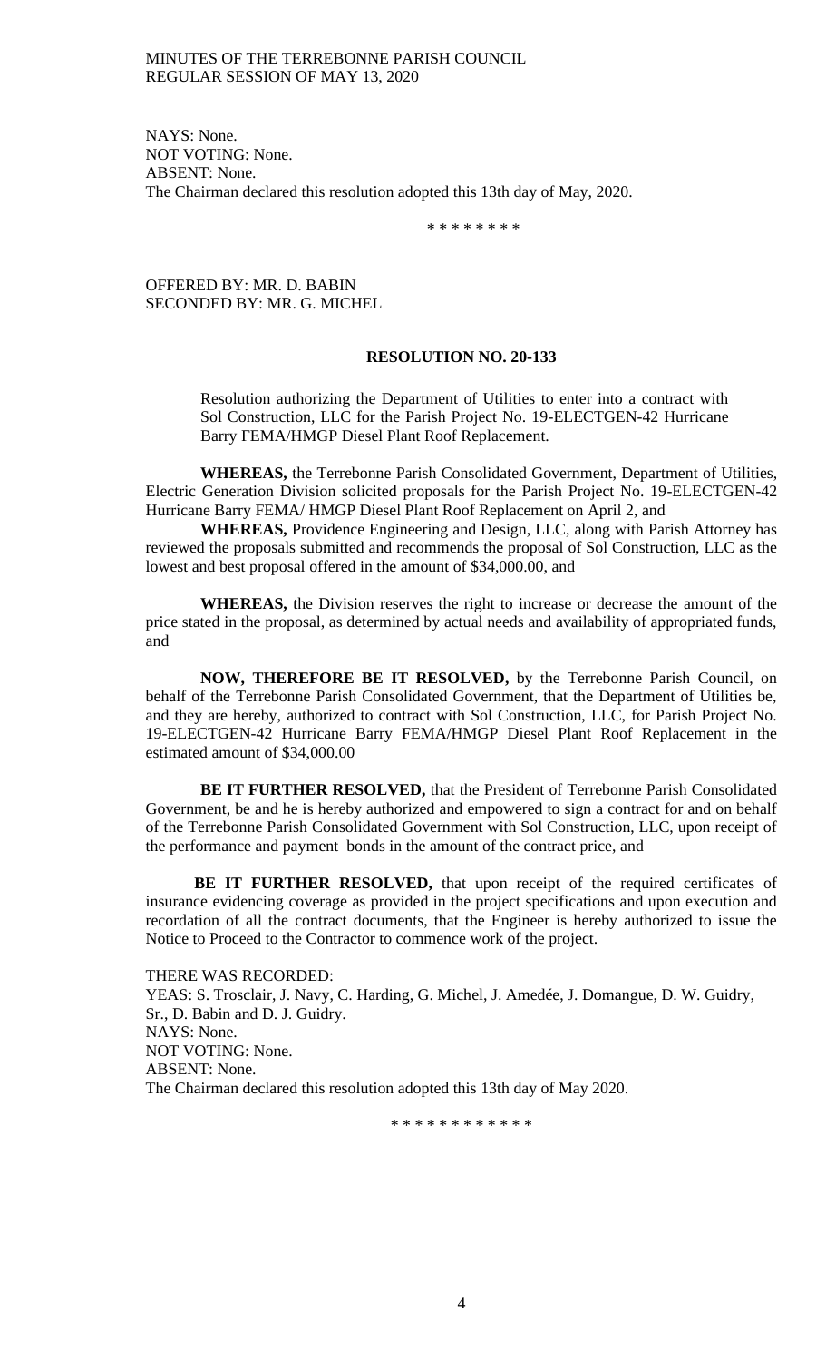NAYS: None.
NOT VOTING: None.
ABSENT: None.
The Chairman declared this resolution adopted this 13th day of May, 2020.

\* \* \* \* \* \* \* \*

OFFERED BY: MR. D. BABIN
SECONDED BY: MR. G. MICHEL

**RESOLUTION NO. 20-133**

Resolution authorizing the Department of Utilities to enter into a contract with Sol Construction, LLC for the Parish Project No. 19-ELECTGEN-42 Hurricane Barry FEMA/HMGP Diesel Plant Roof Replacement.

**WHEREAS,** the Terrebonne Parish Consolidated Government, Department of Utilities, Electric Generation Division solicited proposals for the Parish Project No. 19-ELECTGEN-42 Hurricane Barry FEMA/ HMGP Diesel Plant Roof Replacement on April 2, and

**WHEREAS,** Providence Engineering and Design, LLC, along with Parish Attorney has reviewed the proposals submitted and recommends the proposal of Sol Construction, LLC as the lowest and best proposal offered in the amount of $34,000.00, and

**WHEREAS,** the Division reserves the right to increase or decrease the amount of the price stated in the proposal, as determined by actual needs and availability of appropriated funds, and

**NOW, THEREFORE BE IT RESOLVED,** by the Terrebonne Parish Council, on behalf of the Terrebonne Parish Consolidated Government, that the Department of Utilities be, and they are hereby, authorized to contract with Sol Construction, LLC, for Parish Project No. 19-ELECTGEN-42 Hurricane Barry FEMA/HMGP Diesel Plant Roof Replacement in the estimated amount of $34,000.00

**BE IT FURTHER RESOLVED,** that the President of Terrebonne Parish Consolidated Government, be and he is hereby authorized and empowered to sign a contract for and on behalf of the Terrebonne Parish Consolidated Government with Sol Construction, LLC, upon receipt of the performance and payment bonds in the amount of the contract price, and

**BE IT FURTHER RESOLVED,** that upon receipt of the required certificates of insurance evidencing coverage as provided in the project specifications and upon execution and recordation of all the contract documents, that the Engineer is hereby authorized to issue the Notice to Proceed to the Contractor to commence work of the project.

THERE WAS RECORDED:
YEAS: S. Trosclair, J. Navy, C. Harding, G. Michel, J. Amedée, J. Domangue, D. W. Guidry, Sr., D. Babin and D. J. Guidry.
NAYS: None.
NOT VOTING: None.
ABSENT: None.
The Chairman declared this resolution adopted this 13th day of May 2020.

\* \* \* \* \* \* \* \* \* \* \* \*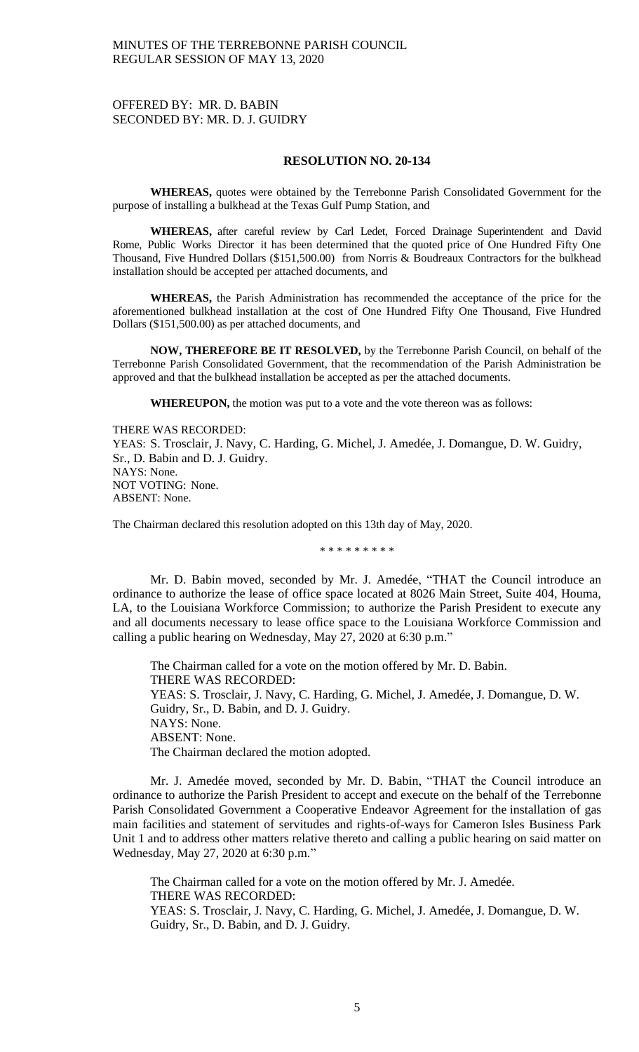OFFERED BY: MR. D. BABIN
SECONDED BY: MR. D. J. GUIDRY

**RESOLUTION NO. 20-134**

**WHEREAS,** quotes were obtained by the Terrebonne Parish Consolidated Government for the purpose of installing a bulkhead at the Texas Gulf Pump Station, and

**WHEREAS,** after careful review by Carl Ledet, Forced Drainage Superintendent and David Rome, Public Works Director it has been determined that the quoted price of One Hundred Fifty One Thousand, Five Hundred Dollars ($151,500.00) from Norris & Boudreaux Contractors for the bulkhead installation should be accepted per attached documents, and

**WHEREAS,** the Parish Administration has recommended the acceptance of the price for the aforementioned bulkhead installation at the cost of One Hundred Fifty One Thousand, Five Hundred Dollars ($151,500.00) as per attached documents, and

**NOW, THEREFORE BE IT RESOLVED,** by the Terrebonne Parish Council, on behalf of the Terrebonne Parish Consolidated Government, that the recommendation of the Parish Administration be approved and that the bulkhead installation be accepted as per the attached documents.

**WHEREUPON,** the motion was put to a vote and the vote thereon was as follows:

THERE WAS RECORDED:
YEAS: S. Trosclair, J. Navy, C. Harding, G. Michel, J. Amedée, J. Domangue, D. W. Guidry, Sr., D. Babin and D. J. Guidry.
NAYS: None.
NOT VOTING: None.
ABSENT: None.

The Chairman declared this resolution adopted on this 13th day of May, 2020.

\* \* \* \* \* \* \* \* \*

Mr. D. Babin moved, seconded by Mr. J. Amedée, "THAT the Council introduce an ordinance to authorize the lease of office space located at 8026 Main Street, Suite 404, Houma, LA, to the Louisiana Workforce Commission; to authorize the Parish President to execute any and all documents necessary to lease office space to the Louisiana Workforce Commission and calling a public hearing on Wednesday, May 27, 2020 at 6:30 p.m."

The Chairman called for a vote on the motion offered by Mr. D. Babin.
THERE WAS RECORDED:
YEAS: S. Trosclair, J. Navy, C. Harding, G. Michel, J. Amedée, J. Domangue, D. W. Guidry, Sr., D. Babin, and D. J. Guidry.
NAYS: None.
ABSENT: None.
The Chairman declared the motion adopted.

Mr. J. Amedée moved, seconded by Mr. D. Babin, "THAT the Council introduce an ordinance to authorize the Parish President to accept and execute on the behalf of the Terrebonne Parish Consolidated Government a Cooperative Endeavor Agreement for the installation of gas main facilities and statement of servitudes and rights-of-ways for Cameron Isles Business Park Unit 1 and to address other matters relative thereto and calling a public hearing on said matter on Wednesday, May 27, 2020 at 6:30 p.m."

The Chairman called for a vote on the motion offered by Mr. J. Amedée.
THERE WAS RECORDED:
YEAS: S. Trosclair, J. Navy, C. Harding, G. Michel, J. Amedée, J. Domangue, D. W. Guidry, Sr., D. Babin, and D. J. Guidry.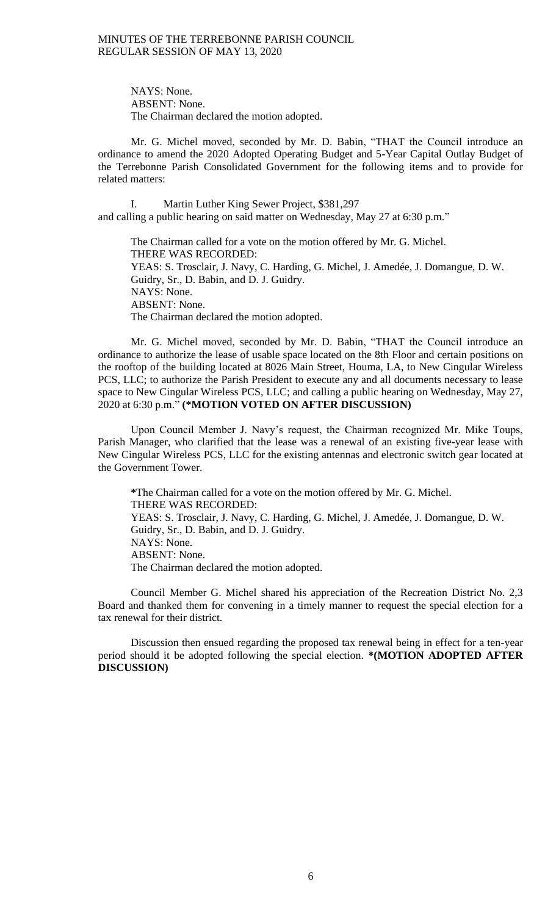NAYS: None.
ABSENT: None.
The Chairman declared the motion adopted.

Mr. G. Michel moved, seconded by Mr. D. Babin, "THAT the Council introduce an ordinance to amend the 2020 Adopted Operating Budget and 5-Year Capital Outlay Budget of the Terrebonne Parish Consolidated Government for the following items and to provide for related matters:

I. Martin Luther King Sewer Project, $381,297

and calling a public hearing on said matter on Wednesday, May 27 at 6:30 p.m."

The Chairman called for a vote on the motion offered by Mr. G. Michel.
THERE WAS RECORDED:
YEAS: S. Trosclair, J. Navy, C. Harding, G. Michel, J. Amedée, J. Domangue, D. W. Guidry, Sr., D. Babin, and D. J. Guidry.
NAYS: None.
ABSENT: None.
The Chairman declared the motion adopted.

Mr. G. Michel moved, seconded by Mr. D. Babin, "THAT the Council introduce an ordinance to authorize the lease of usable space located on the 8th Floor and certain positions on the rooftop of the building located at 8026 Main Street, Houma, LA, to New Cingular Wireless PCS, LLC; to authorize the Parish President to execute any and all documents necessary to lease space to New Cingular Wireless PCS, LLC; and calling a public hearing on Wednesday, May 27, 2020 at 6:30 p.m." **(*MOTION VOTED ON AFTER DISCUSSION)**

Upon Council Member J. Navy's request, the Chairman recognized Mr. Mike Toups, Parish Manager, who clarified that the lease was a renewal of an existing five-year lease with New Cingular Wireless PCS, LLC for the existing antennas and electronic switch gear located at the Government Tower.

**\***The Chairman called for a vote on the motion offered by Mr. G. Michel.
THERE WAS RECORDED:
YEAS: S. Trosclair, J. Navy, C. Harding, G. Michel, J. Amedée, J. Domangue, D. W. Guidry, Sr., D. Babin, and D. J. Guidry.
NAYS: None.
ABSENT: None.
The Chairman declared the motion adopted.

Council Member G. Michel shared his appreciation of the Recreation District No. 2,3 Board and thanked them for convening in a timely manner to request the special election for a tax renewal for their district.

Discussion then ensued regarding the proposed tax renewal being in effect for a ten-year period should it be adopted following the special election. **\*(MOTION ADOPTED AFTER DISCUSSION)**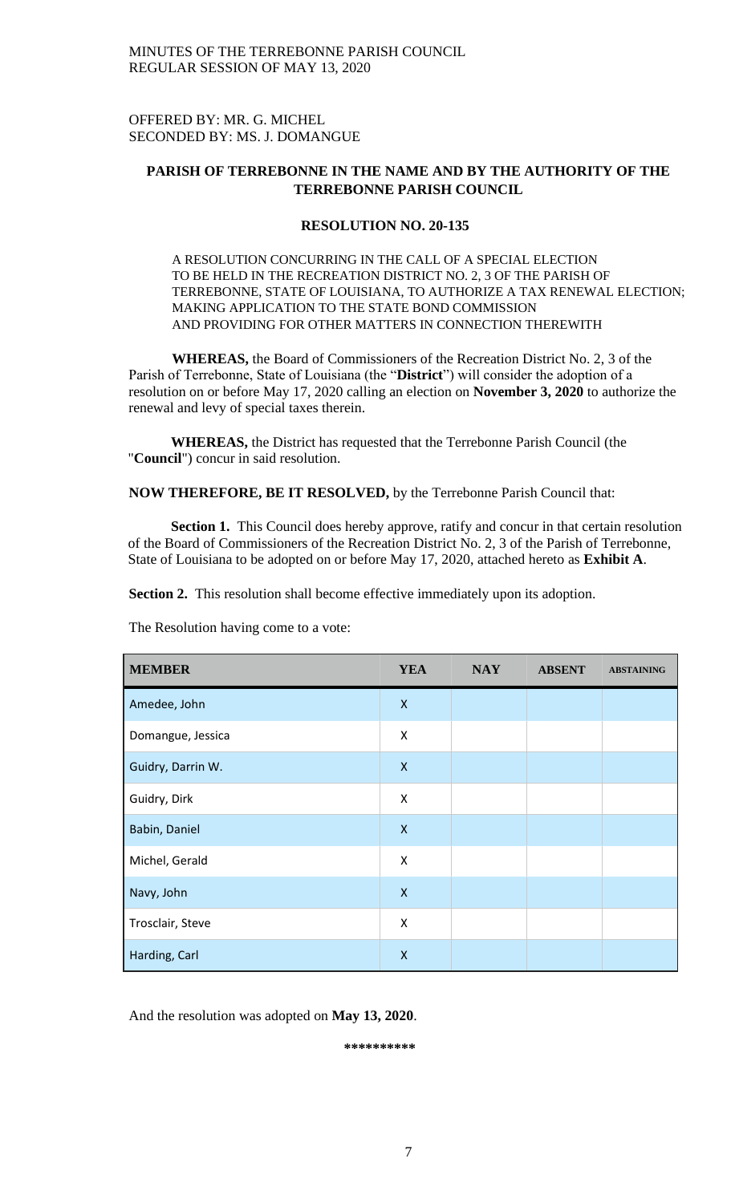OFFERED BY: MR. G. MICHEL
SECONDED BY: MS. J. DOMANGUE

**PARISH OF TERREBONNE IN THE NAME AND BY THE AUTHORITY OF THE TERREBONNE PARISH COUNCIL**

**RESOLUTION NO. 20-135**

A RESOLUTION CONCURRING IN THE CALL OF A SPECIAL ELECTION TO BE HELD IN THE RECREATION DISTRICT NO. 2, 3 OF THE PARISH OF TERREBONNE, STATE OF LOUISIANA, TO AUTHORIZE A TAX RENEWAL ELECTION; MAKING APPLICATION TO THE STATE BOND COMMISSION AND PROVIDING FOR OTHER MATTERS IN CONNECTION THEREWITH

**WHEREAS,** the Board of Commissioners of the Recreation District No. 2, 3 of the Parish of Terrebonne, State of Louisiana (the "**District**") will consider the adoption of a resolution on or before May 17, 2020 calling an election on **November 3, 2020** to authorize the renewal and levy of special taxes therein.

**WHEREAS,** the District has requested that the Terrebonne Parish Council (the "**Council**") concur in said resolution.

**NOW THEREFORE, BE IT RESOLVED,** by the Terrebonne Parish Council that:

**Section 1.** This Council does hereby approve, ratify and concur in that certain resolution of the Board of Commissioners of the Recreation District No. 2, 3 of the Parish of Terrebonne, State of Louisiana to be adopted on or before May 17, 2020, attached hereto as **Exhibit A**.

**Section 2.** This resolution shall become effective immediately upon its adoption.

The Resolution having come to a vote:

| MEMBER | YEA | NAY | ABSENT | ABSTAINING |
|---|---|---|---|---|
| Amedee, John | X | | | |
| Domangue, Jessica | X | | | |
| Guidry, Darrin W. | X | | | |
| Guidry, Dirk | X | | | |
| Babin, Daniel | X | | | |
| Michel, Gerald | X | | | |
| Navy, John | X | | | |
| Trosclair, Steve | X | | | |
| Harding, Carl | X | | | |

And the resolution was adopted on **May 13, 2020**.

**\*\*\*\*\*\*\*\*\*\***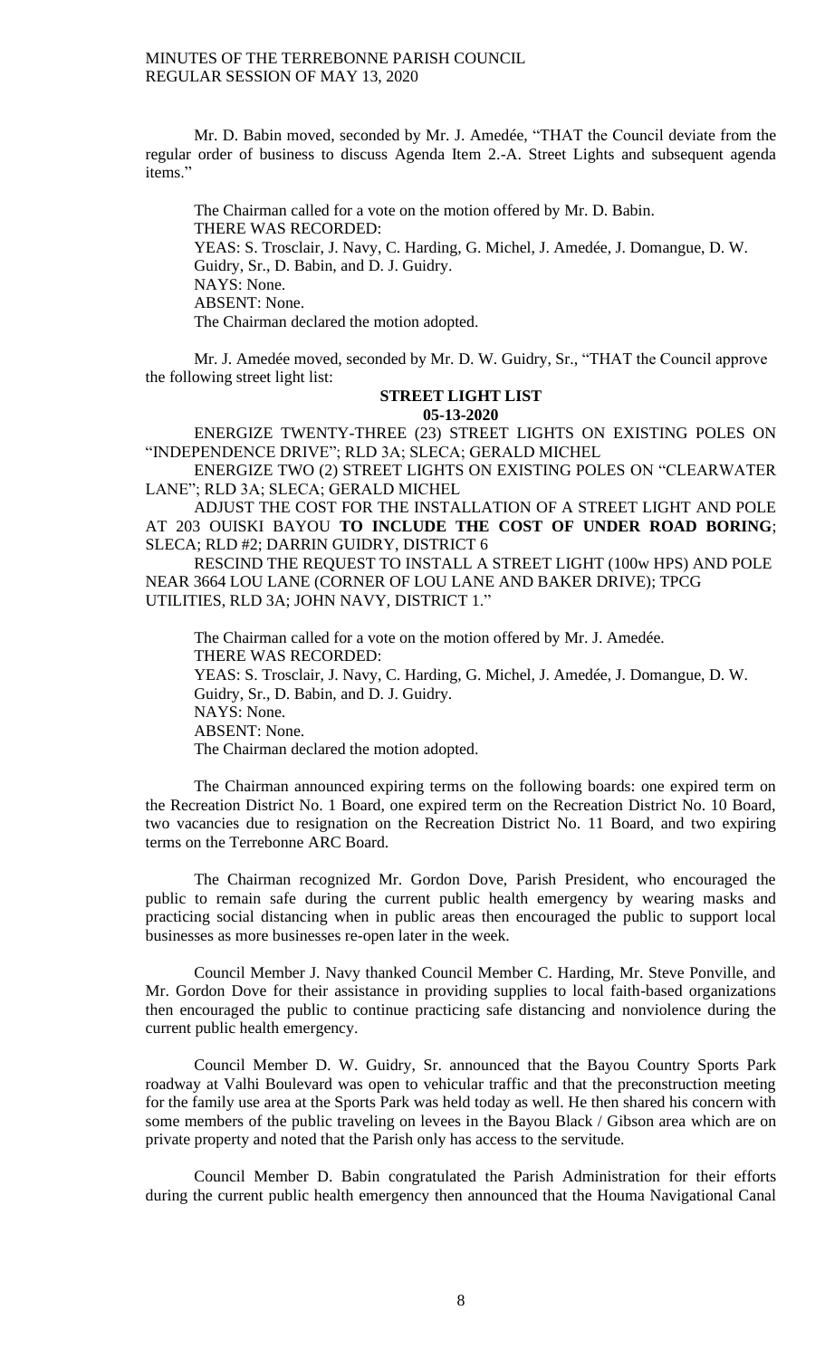Mr. D. Babin moved, seconded by Mr. J. Amedée, "THAT the Council deviate from the regular order of business to discuss Agenda Item 2.-A. Street Lights and subsequent agenda items."

The Chairman called for a vote on the motion offered by Mr. D. Babin.
THERE WAS RECORDED:
YEAS: S. Trosclair, J. Navy, C. Harding, G. Michel, J. Amedée, J. Domangue, D. W. Guidry, Sr., D. Babin, and D. J. Guidry.
NAYS: None.
ABSENT: None.
The Chairman declared the motion adopted.

Mr. J. Amedée moved, seconded by Mr. D. W. Guidry, Sr., "THAT the Council approve the following street light list:

**STREET LIGHT LIST**
**05-13-2020**

ENERGIZE TWENTY-THREE (23) STREET LIGHTS ON EXISTING POLES ON "INDEPENDENCE DRIVE"; RLD 3A; SLECA; GERALD MICHEL

ENERGIZE TWO (2) STREET LIGHTS ON EXISTING POLES ON "CLEARWATER LANE"; RLD 3A; SLECA; GERALD MICHEL

ADJUST THE COST FOR THE INSTALLATION OF A STREET LIGHT AND POLE AT 203 OUISKI BAYOU **TO INCLUDE THE COST OF UNDER ROAD BORING**; SLECA; RLD #2; DARRIN GUIDRY, DISTRICT 6

RESCIND THE REQUEST TO INSTALL A STREET LIGHT (100w HPS) AND POLE NEAR 3664 LOU LANE (CORNER OF LOU LANE AND BAKER DRIVE); TPCG UTILITIES, RLD 3A; JOHN NAVY, DISTRICT 1."

The Chairman called for a vote on the motion offered by Mr. J. Amedée.
THERE WAS RECORDED:
YEAS: S. Trosclair, J. Navy, C. Harding, G. Michel, J. Amedée, J. Domangue, D. W. Guidry, Sr., D. Babin, and D. J. Guidry.
NAYS: None.
ABSENT: None.
The Chairman declared the motion adopted.

The Chairman announced expiring terms on the following boards: one expired term on the Recreation District No. 1 Board, one expired term on the Recreation District No. 10 Board, two vacancies due to resignation on the Recreation District No. 11 Board, and two expiring terms on the Terrebonne ARC Board.

The Chairman recognized Mr. Gordon Dove, Parish President, who encouraged the public to remain safe during the current public health emergency by wearing masks and practicing social distancing when in public areas then encouraged the public to support local businesses as more businesses re-open later in the week.

Council Member J. Navy thanked Council Member C. Harding, Mr. Steve Ponville, and Mr. Gordon Dove for their assistance in providing supplies to local faith-based organizations then encouraged the public to continue practicing safe distancing and nonviolence during the current public health emergency.

Council Member D. W. Guidry, Sr. announced that the Bayou Country Sports Park roadway at Valhi Boulevard was open to vehicular traffic and that the preconstruction meeting for the family use area at the Sports Park was held today as well. He then shared his concern with some members of the public traveling on levees in the Bayou Black / Gibson area which are on private property and noted that the Parish only has access to the servitude.

Council Member D. Babin congratulated the Parish Administration for their efforts during the current public health emergency then announced that the Houma Navigational Canal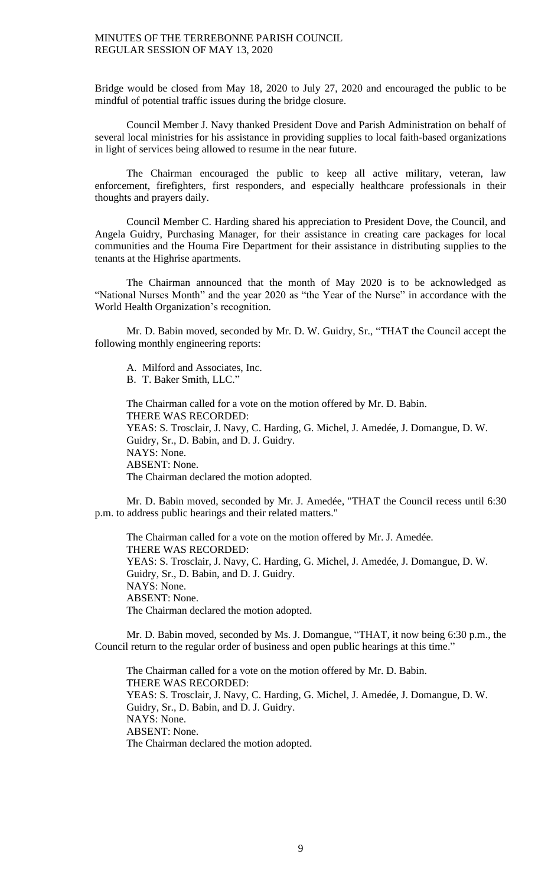Bridge would be closed from May 18, 2020 to July 27, 2020 and encouraged the public to be mindful of potential traffic issues during the bridge closure.

Council Member J. Navy thanked President Dove and Parish Administration on behalf of several local ministries for his assistance in providing supplies to local faith-based organizations in light of services being allowed to resume in the near future.

The Chairman encouraged the public to keep all active military, veteran, law enforcement, firefighters, first responders, and especially healthcare professionals in their thoughts and prayers daily.

Council Member C. Harding shared his appreciation to President Dove, the Council, and Angela Guidry, Purchasing Manager, for their assistance in creating care packages for local communities and the Houma Fire Department for their assistance in distributing supplies to the tenants at the Highrise apartments.

The Chairman announced that the month of May 2020 is to be acknowledged as "National Nurses Month" and the year 2020 as "the Year of the Nurse" in accordance with the World Health Organization's recognition.

Mr. D. Babin moved, seconded by Mr. D. W. Guidry, Sr., "THAT the Council accept the following monthly engineering reports:

A. Milford and Associates, Inc.
B. T. Baker Smith, LLC."

The Chairman called for a vote on the motion offered by Mr. D. Babin.
THERE WAS RECORDED:
YEAS: S. Trosclair, J. Navy, C. Harding, G. Michel, J. Amedée, J. Domangue, D. W. Guidry, Sr., D. Babin, and D. J. Guidry.
NAYS: None.
ABSENT: None.
The Chairman declared the motion adopted.

Mr. D. Babin moved, seconded by Mr. J. Amedée, "THAT the Council recess until 6:30 p.m. to address public hearings and their related matters."

The Chairman called for a vote on the motion offered by Mr. J. Amedée.
THERE WAS RECORDED:
YEAS: S. Trosclair, J. Navy, C. Harding, G. Michel, J. Amedée, J. Domangue, D. W. Guidry, Sr., D. Babin, and D. J. Guidry.
NAYS: None.
ABSENT: None.
The Chairman declared the motion adopted.

Mr. D. Babin moved, seconded by Ms. J. Domangue, "THAT, it now being 6:30 p.m., the Council return to the regular order of business and open public hearings at this time."

The Chairman called for a vote on the motion offered by Mr. D. Babin.
THERE WAS RECORDED:
YEAS: S. Trosclair, J. Navy, C. Harding, G. Michel, J. Amedée, J. Domangue, D. W. Guidry, Sr., D. Babin, and D. J. Guidry.
NAYS: None.
ABSENT: None.
The Chairman declared the motion adopted.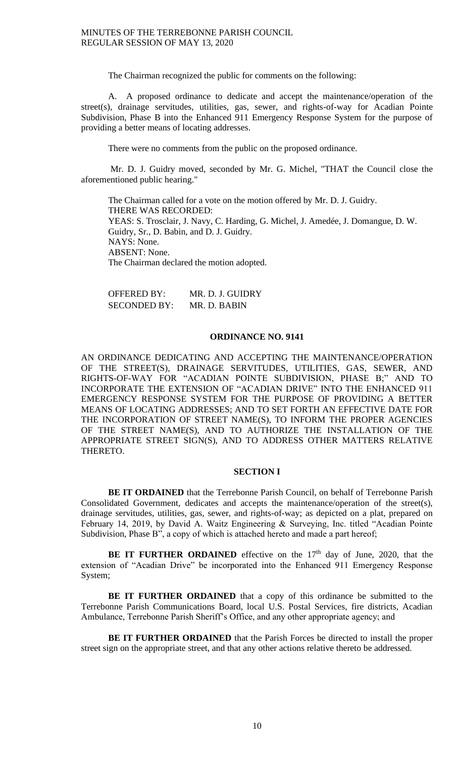The Chairman recognized the public for comments on the following:

A. A proposed ordinance to dedicate and accept the maintenance/operation of the street(s), drainage servitudes, utilities, gas, sewer, and rights-of-way for Acadian Pointe Subdivision, Phase B into the Enhanced 911 Emergency Response System for the purpose of providing a better means of locating addresses.

There were no comments from the public on the proposed ordinance.

Mr. D. J. Guidry moved, seconded by Mr. G. Michel, "THAT the Council close the aforementioned public hearing."

The Chairman called for a vote on the motion offered by Mr. D. J. Guidry.
THERE WAS RECORDED:
YEAS: S. Trosclair, J. Navy, C. Harding, G. Michel, J. Amedée, J. Domangue, D. W. Guidry, Sr., D. Babin, and D. J. Guidry.
NAYS: None.
ABSENT: None.
The Chairman declared the motion adopted.

OFFERED BY: MR. D. J. GUIDRY
SECONDED BY: MR. D. BABIN

## ORDINANCE NO. 9141

AN ORDINANCE DEDICATING AND ACCEPTING THE MAINTENANCE/OPERATION OF THE STREET(S), DRAINAGE SERVITUDES, UTILITIES, GAS, SEWER, AND RIGHTS-OF-WAY FOR "ACADIAN POINTE SUBDIVISION, PHASE B;" AND TO INCORPORATE THE EXTENSION OF "ACADIAN DRIVE" INTO THE ENHANCED 911 EMERGENCY RESPONSE SYSTEM FOR THE PURPOSE OF PROVIDING A BETTER MEANS OF LOCATING ADDRESSES; AND TO SET FORTH AN EFFECTIVE DATE FOR THE INCORPORATION OF STREET NAME(S), TO INFORM THE PROPER AGENCIES OF THE STREET NAME(S), AND TO AUTHORIZE THE INSTALLATION OF THE APPROPRIATE STREET SIGN(S), AND TO ADDRESS OTHER MATTERS RELATIVE THERETO.

### SECTION I

**BE IT ORDAINED** that the Terrebonne Parish Council, on behalf of Terrebonne Parish Consolidated Government, dedicates and accepts the maintenance/operation of the street(s), drainage servitudes, utilities, gas, sewer, and rights-of-way; as depicted on a plat, prepared on February 14, 2019, by David A. Waitz Engineering & Surveying, Inc. titled "Acadian Pointe Subdivision, Phase B", a copy of which is attached hereto and made a part hereof;

**BE IT FURTHER ORDAINED** effective on the 17th day of June, 2020, that the extension of "Acadian Drive" be incorporated into the Enhanced 911 Emergency Response System;

**BE IT FURTHER ORDAINED** that a copy of this ordinance be submitted to the Terrebonne Parish Communications Board, local U.S. Postal Services, fire districts, Acadian Ambulance, Terrebonne Parish Sheriff's Office, and any other appropriate agency; and

**BE IT FURTHER ORDAINED** that the Parish Forces be directed to install the proper street sign on the appropriate street, and that any other actions relative thereto be addressed.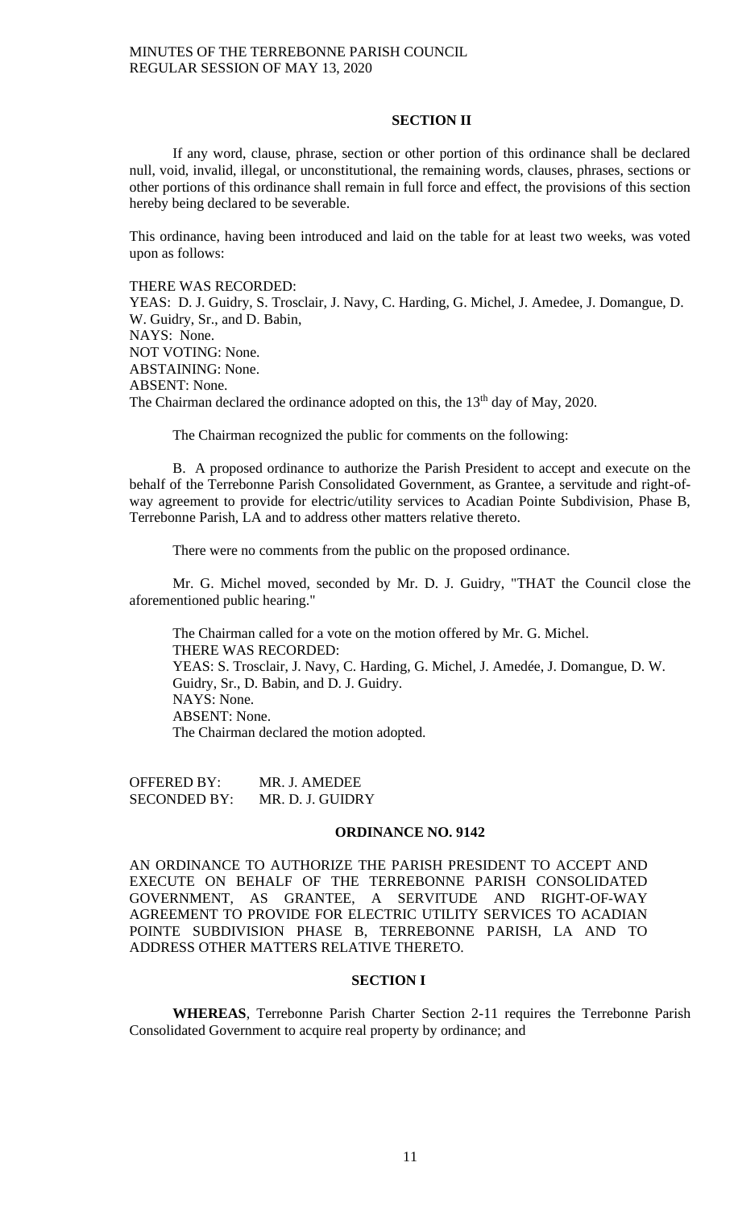## SECTION II

If any word, clause, phrase, section or other portion of this ordinance shall be declared null, void, invalid, illegal, or unconstitutional, the remaining words, clauses, phrases, sections or other portions of this ordinance shall remain in full force and effect, the provisions of this section hereby being declared to be severable.

This ordinance, having been introduced and laid on the table for at least two weeks, was voted upon as follows:

THERE WAS RECORDED:
YEAS: D. J. Guidry, S. Trosclair, J. Navy, C. Harding, G. Michel, J. Amedee, J. Domangue, D. W. Guidry, Sr., and D. Babin,
NAYS: None.
NOT VOTING: None.
ABSTAINING: None.
ABSENT: None.
The Chairman declared the ordinance adopted on this, the 13th day of May, 2020.

The Chairman recognized the public for comments on the following:

B. A proposed ordinance to authorize the Parish President to accept and execute on the behalf of the Terrebonne Parish Consolidated Government, as Grantee, a servitude and right-of-way agreement to provide for electric/utility services to Acadian Pointe Subdivision, Phase B, Terrebonne Parish, LA and to address other matters relative thereto.

There were no comments from the public on the proposed ordinance.

Mr. G. Michel moved, seconded by Mr. D. J. Guidry, "THAT the Council close the aforementioned public hearing."

The Chairman called for a vote on the motion offered by Mr. G. Michel.
THERE WAS RECORDED:
YEAS: S. Trosclair, J. Navy, C. Harding, G. Michel, J. Amedée, J. Domangue, D. W. Guidry, Sr., D. Babin, and D. J. Guidry.
NAYS: None.
ABSENT: None.
The Chairman declared the motion adopted.

OFFERED BY: MR. J. AMEDEE
SECONDED BY: MR. D. J. GUIDRY

## ORDINANCE NO. 9142

AN ORDINANCE TO AUTHORIZE THE PARISH PRESIDENT TO ACCEPT AND EXECUTE ON BEHALF OF THE TERREBONNE PARISH CONSOLIDATED GOVERNMENT, AS GRANTEE, A SERVITUDE AND RIGHT-OF-WAY AGREEMENT TO PROVIDE FOR ELECTRIC UTILITY SERVICES TO ACADIAN POINTE SUBDIVISION PHASE B, TERREBONNE PARISH, LA AND TO ADDRESS OTHER MATTERS RELATIVE THERETO.

## SECTION I

**WHEREAS**, Terrebonne Parish Charter Section 2-11 requires the Terrebonne Parish Consolidated Government to acquire real property by ordinance; and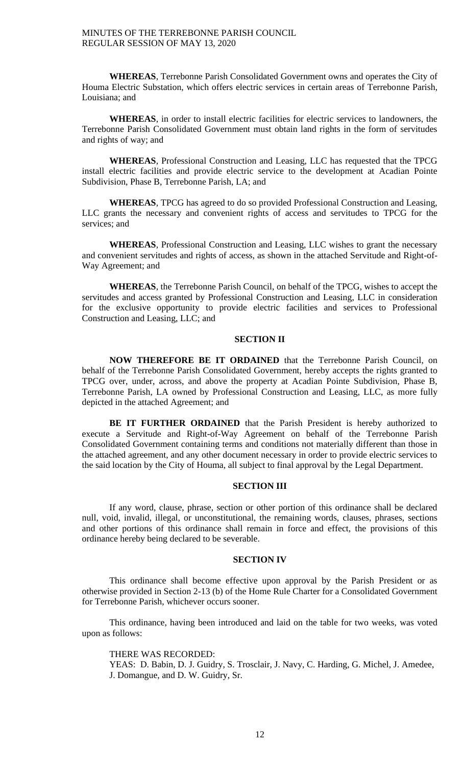**WHEREAS**, Terrebonne Parish Consolidated Government owns and operates the City of Houma Electric Substation, which offers electric services in certain areas of Terrebonne Parish, Louisiana; and

**WHEREAS**, in order to install electric facilities for electric services to landowners, the Terrebonne Parish Consolidated Government must obtain land rights in the form of servitudes and rights of way; and

**WHEREAS**, Professional Construction and Leasing, LLC has requested that the TPCG install electric facilities and provide electric service to the development at Acadian Pointe Subdivision, Phase B, Terrebonne Parish, LA; and

**WHEREAS**, TPCG has agreed to do so provided Professional Construction and Leasing, LLC grants the necessary and convenient rights of access and servitudes to TPCG for the services; and

**WHEREAS**, Professional Construction and Leasing, LLC wishes to grant the necessary and convenient servitudes and rights of access, as shown in the attached Servitude and Right-of-Way Agreement; and

**WHEREAS**, the Terrebonne Parish Council, on behalf of the TPCG, wishes to accept the servitudes and access granted by Professional Construction and Leasing, LLC in consideration for the exclusive opportunity to provide electric facilities and services to Professional Construction and Leasing, LLC; and

**SECTION II**

**NOW THEREFORE BE IT ORDAINED** that the Terrebonne Parish Council, on behalf of the Terrebonne Parish Consolidated Government, hereby accepts the rights granted to TPCG over, under, across, and above the property at Acadian Pointe Subdivision, Phase B, Terrebonne Parish, LA owned by Professional Construction and Leasing, LLC, as more fully depicted in the attached Agreement; and

**BE IT FURTHER ORDAINED** that the Parish President is hereby authorized to execute a Servitude and Right-of-Way Agreement on behalf of the Terrebonne Parish Consolidated Government containing terms and conditions not materially different than those in the attached agreement, and any other document necessary in order to provide electric services to the said location by the City of Houma, all subject to final approval by the Legal Department.

**SECTION III**

If any word, clause, phrase, section or other portion of this ordinance shall be declared null, void, invalid, illegal, or unconstitutional, the remaining words, clauses, phrases, sections and other portions of this ordinance shall remain in force and effect, the provisions of this ordinance hereby being declared to be severable.

**SECTION IV**

This ordinance shall become effective upon approval by the Parish President or as otherwise provided in Section 2-13 (b) of the Home Rule Charter for a Consolidated Government for Terrebonne Parish, whichever occurs sooner.

This ordinance, having been introduced and laid on the table for two weeks, was voted upon as follows:

THERE WAS RECORDED:
YEAS: D. Babin, D. J. Guidry, S. Trosclair, J. Navy, C. Harding, G. Michel, J. Amedee, J. Domangue, and D. W. Guidry, Sr.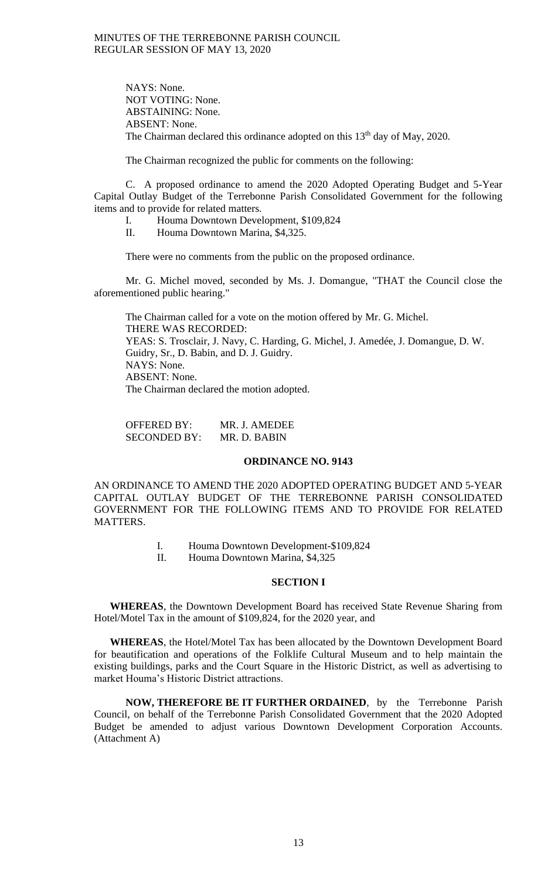NAYS: None.
NOT VOTING: None.
ABSTAINING: None.
ABSENT: None.
The Chairman declared this ordinance adopted on this 13th day of May, 2020.

The Chairman recognized the public for comments on the following:

C. A proposed ordinance to amend the 2020 Adopted Operating Budget and 5-Year Capital Outlay Budget of the Terrebonne Parish Consolidated Government for the following items and to provide for related matters.

I. Houma Downtown Development, $109,824
II. Houma Downtown Marina, $4,325.

There were no comments from the public on the proposed ordinance.

Mr. G. Michel moved, seconded by Ms. J. Domangue, "THAT the Council close the aforementioned public hearing."

The Chairman called for a vote on the motion offered by Mr. G. Michel.
THERE WAS RECORDED:
YEAS: S. Trosclair, J. Navy, C. Harding, G. Michel, J. Amedée, J. Domangue, D. W. Guidry, Sr., D. Babin, and D. J. Guidry.
NAYS: None.
ABSENT: None.
The Chairman declared the motion adopted.

OFFERED BY: MR. J. AMEDEE
SECONDED BY: MR. D. BABIN

**ORDINANCE NO. 9143**

AN ORDINANCE TO AMEND THE 2020 ADOPTED OPERATING BUDGET AND 5-YEAR CAPITAL OUTLAY BUDGET OF THE TERREBONNE PARISH CONSOLIDATED GOVERNMENT FOR THE FOLLOWING ITEMS AND TO PROVIDE FOR RELATED MATTERS.

I. Houma Downtown Development-$109,824
II. Houma Downtown Marina, $4,325

**SECTION I**

**WHEREAS**, the Downtown Development Board has received State Revenue Sharing from Hotel/Motel Tax in the amount of $109,824, for the 2020 year, and

**WHEREAS**, the Hotel/Motel Tax has been allocated by the Downtown Development Board for beautification and operations of the Folklife Cultural Museum and to help maintain the existing buildings, parks and the Court Square in the Historic District, as well as advertising to market Houma's Historic District attractions.

**NOW, THEREFORE BE IT FURTHER ORDAINED**, by the Terrebonne Parish Council, on behalf of the Terrebonne Parish Consolidated Government that the 2020 Adopted Budget be amended to adjust various Downtown Development Corporation Accounts. (Attachment A)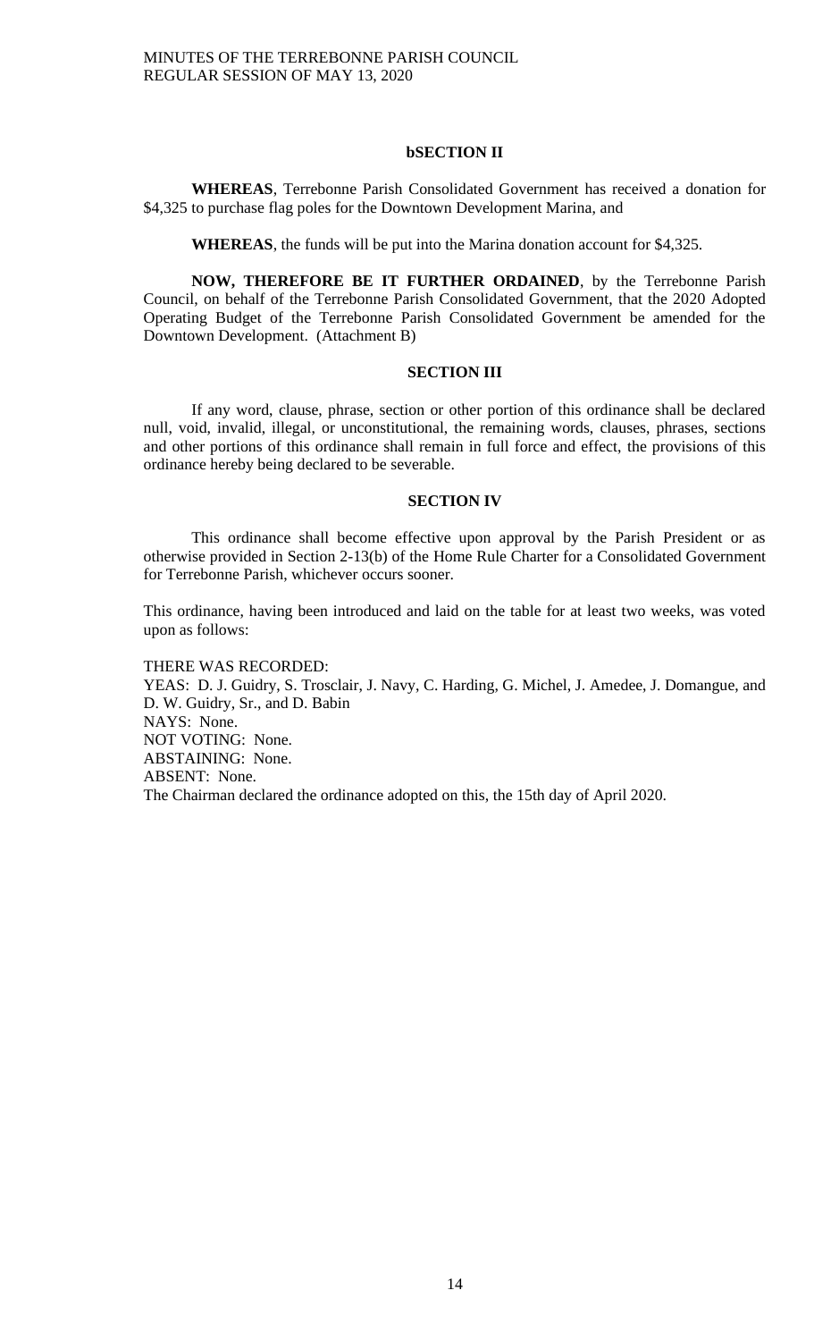### bSECTION II

**WHEREAS**, Terrebonne Parish Consolidated Government has received a donation for $4,325 to purchase flag poles for the Downtown Development Marina, and

**WHEREAS**, the funds will be put into the Marina donation account for $4,325.

**NOW, THEREFORE BE IT FURTHER ORDAINED**, by the Terrebonne Parish Council, on behalf of the Terrebonne Parish Consolidated Government, that the 2020 Adopted Operating Budget of the Terrebonne Parish Consolidated Government be amended for the Downtown Development. (Attachment B)

### SECTION III

If any word, clause, phrase, section or other portion of this ordinance shall be declared null, void, invalid, illegal, or unconstitutional, the remaining words, clauses, phrases, sections and other portions of this ordinance shall remain in full force and effect, the provisions of this ordinance hereby being declared to be severable.

### SECTION IV

This ordinance shall become effective upon approval by the Parish President or as otherwise provided in Section 2-13(b) of the Home Rule Charter for a Consolidated Government for Terrebonne Parish, whichever occurs sooner.

This ordinance, having been introduced and laid on the table for at least two weeks, was voted upon as follows:

THERE WAS RECORDED:
YEAS: D. J. Guidry, S. Trosclair, J. Navy, C. Harding, G. Michel, J. Amedee, J. Domangue, and D. W. Guidry, Sr., and D. Babin
NAYS: None.
NOT VOTING: None.
ABSTAINING: None.
ABSENT: None.
The Chairman declared the ordinance adopted on this, the 15th day of April 2020.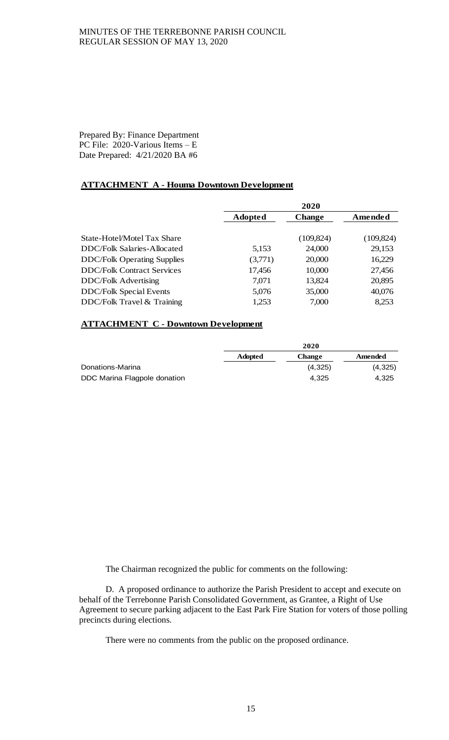Prepared By: Finance Department
PC File: 2020-Various Items – E
Date Prepared: 4/21/2020 BA #6

**ATTACHMENT A - Houma Downtown Development**

| | 2020 | | |
|---|---|---|---|
| | **Adopted** | **Change** | **Amended** |
| State-Hotel/Motel Tax Share | | (109,824) | (109,824) |
| DDC/Folk Salaries-Allocated | 5,153 | 24,000 | 29,153 |
| DDC/Folk Operating Supplies | (3,771) | 20,000 | 16,229 |
| DDC/Folk Contract Services | 17,456 | 10,000 | 27,456 |
| DDC/Folk Advertising | 7,071 | 13,824 | 20,895 |
| DDC/Folk Special Events | 5,076 | 35,000 | 40,076 |
| DDC/Folk Travel & Training | 1,253 | 7,000 | 8,253 |

**ATTACHMENT C - Downtown Development**

| | 2020 | | |
|---|---|---|---|
| | **Adopted** | **Change** | **Amended** |
| Donations-Marina | | (4,325) | (4,325) |
| DDC Marina Flagpole donation | | 4,325 | 4,325 |

The Chairman recognized the public for comments on the following:

D. A proposed ordinance to authorize the Parish President to accept and execute on behalf of the Terrebonne Parish Consolidated Government, as Grantee, a Right of Use Agreement to secure parking adjacent to the East Park Fire Station for voters of those polling precincts during elections.

There were no comments from the public on the proposed ordinance.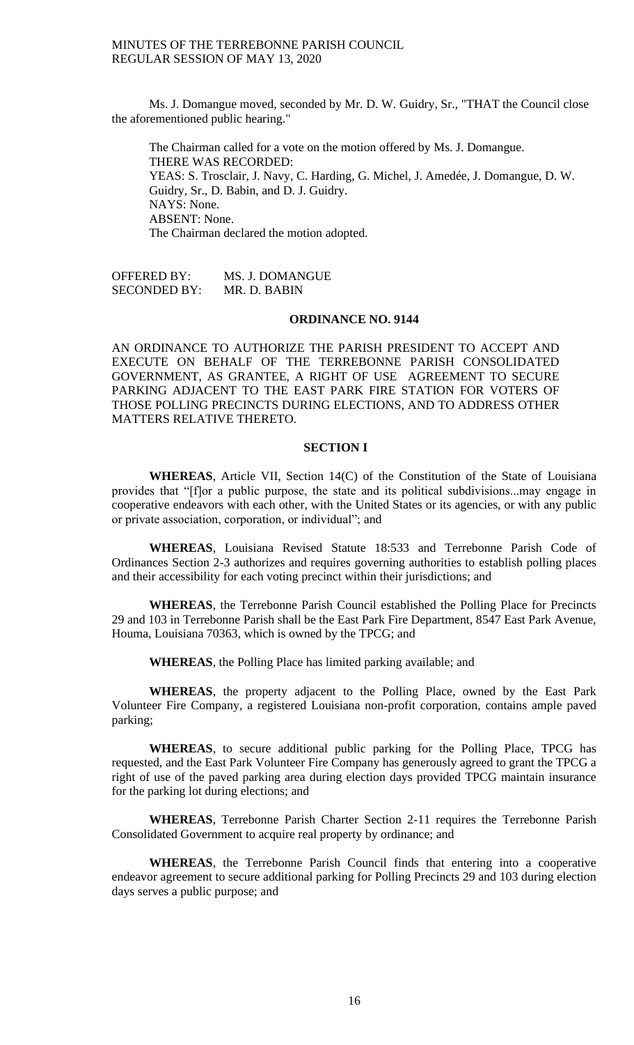Ms. J. Domangue moved, seconded by Mr. D. W. Guidry, Sr., "THAT the Council close the aforementioned public hearing."

The Chairman called for a vote on the motion offered by Ms. J. Domangue.
THERE WAS RECORDED:
YEAS: S. Trosclair, J. Navy, C. Harding, G. Michel, J. Amedée, J. Domangue, D. W. Guidry, Sr., D. Babin, and D. J. Guidry.
NAYS: None.
ABSENT: None.
The Chairman declared the motion adopted.

OFFERED BY: MS. J. DOMANGUE
SECONDED BY: MR. D. BABIN

## ORDINANCE NO. 9144

AN ORDINANCE TO AUTHORIZE THE PARISH PRESIDENT TO ACCEPT AND EXECUTE ON BEHALF OF THE TERREBONNE PARISH CONSOLIDATED GOVERNMENT, AS GRANTEE, A RIGHT OF USE AGREEMENT TO SECURE PARKING ADJACENT TO THE EAST PARK FIRE STATION FOR VOTERS OF THOSE POLLING PRECINCTS DURING ELECTIONS, AND TO ADDRESS OTHER MATTERS RELATIVE THERETO.

### SECTION I

**WHEREAS**, Article VII, Section 14(C) of the Constitution of the State of Louisiana provides that "[f]or a public purpose, the state and its political subdivisions...may engage in cooperative endeavors with each other, with the United States or its agencies, or with any public or private association, corporation, or individual"; and

**WHEREAS**, Louisiana Revised Statute 18:533 and Terrebonne Parish Code of Ordinances Section 2-3 authorizes and requires governing authorities to establish polling places and their accessibility for each voting precinct within their jurisdictions; and

**WHEREAS**, the Terrebonne Parish Council established the Polling Place for Precincts 29 and 103 in Terrebonne Parish shall be the East Park Fire Department, 8547 East Park Avenue, Houma, Louisiana 70363, which is owned by the TPCG; and

**WHEREAS**, the Polling Place has limited parking available; and

**WHEREAS**, the property adjacent to the Polling Place, owned by the East Park Volunteer Fire Company, a registered Louisiana non-profit corporation, contains ample paved parking;

**WHEREAS**, to secure additional public parking for the Polling Place, TPCG has requested, and the East Park Volunteer Fire Company has generously agreed to grant the TPCG a right of use of the paved parking area during election days provided TPCG maintain insurance for the parking lot during elections; and

**WHEREAS**, Terrebonne Parish Charter Section 2-11 requires the Terrebonne Parish Consolidated Government to acquire real property by ordinance; and

**WHEREAS**, the Terrebonne Parish Council finds that entering into a cooperative endeavor agreement to secure additional parking for Polling Precincts 29 and 103 during election days serves a public purpose; and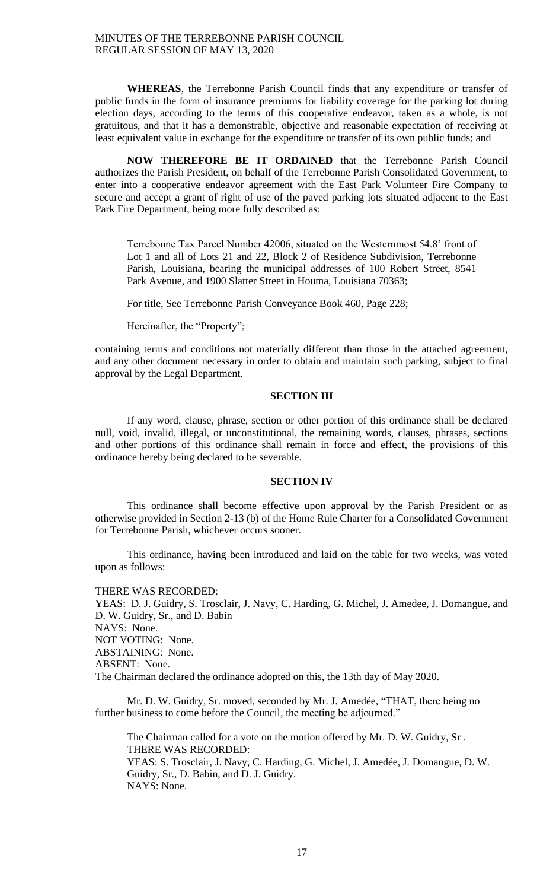**WHEREAS**, the Terrebonne Parish Council finds that any expenditure or transfer of public funds in the form of insurance premiums for liability coverage for the parking lot during election days, according to the terms of this cooperative endeavor, taken as a whole, is not gratuitous, and that it has a demonstrable, objective and reasonable expectation of receiving at least equivalent value in exchange for the expenditure or transfer of its own public funds; and

**NOW THEREFORE BE IT ORDAINED** that the Terrebonne Parish Council authorizes the Parish President, on behalf of the Terrebonne Parish Consolidated Government, to enter into a cooperative endeavor agreement with the East Park Volunteer Fire Company to secure and accept a grant of right of use of the paved parking lots situated adjacent to the East Park Fire Department, being more fully described as:

> Terrebonne Tax Parcel Number 42006, situated on the Westernmost 54.8' front of Lot 1 and all of Lots 21 and 22, Block 2 of Residence Subdivision, Terrebonne Parish, Louisiana, bearing the municipal addresses of 100 Robert Street, 8541 Park Avenue, and 1900 Slatter Street in Houma, Louisiana 70363;
>
> For title, See Terrebonne Parish Conveyance Book 460, Page 228;
>
> Hereinafter, the "Property";

containing terms and conditions not materially different than those in the attached agreement, and any other document necessary in order to obtain and maintain such parking, subject to final approval by the Legal Department.

**SECTION III**

If any word, clause, phrase, section or other portion of this ordinance shall be declared null, void, invalid, illegal, or unconstitutional, the remaining words, clauses, phrases, sections and other portions of this ordinance shall remain in force and effect, the provisions of this ordinance hereby being declared to be severable.

**SECTION IV**

This ordinance shall become effective upon approval by the Parish President or as otherwise provided in Section 2-13 (b) of the Home Rule Charter for a Consolidated Government for Terrebonne Parish, whichever occurs sooner.

This ordinance, having been introduced and laid on the table for two weeks, was voted upon as follows:

THERE WAS RECORDED:
YEAS: D. J. Guidry, S. Trosclair, J. Navy, C. Harding, G. Michel, J. Amedee, J. Domangue, and D. W. Guidry, Sr., and D. Babin
NAYS: None.
NOT VOTING: None.
ABSTAINING: None.
ABSENT: None.
The Chairman declared the ordinance adopted on this, the 13th day of May 2020.

Mr. D. W. Guidry, Sr. moved, seconded by Mr. J. Amedée, "THAT, there being no further business to come before the Council, the meeting be adjourned."

The Chairman called for a vote on the motion offered by Mr. D. W. Guidry, Sr .
THERE WAS RECORDED:
YEAS: S. Trosclair, J. Navy, C. Harding, G. Michel, J. Amedée, J. Domangue, D. W. Guidry, Sr., D. Babin, and D. J. Guidry.
NAYS: None.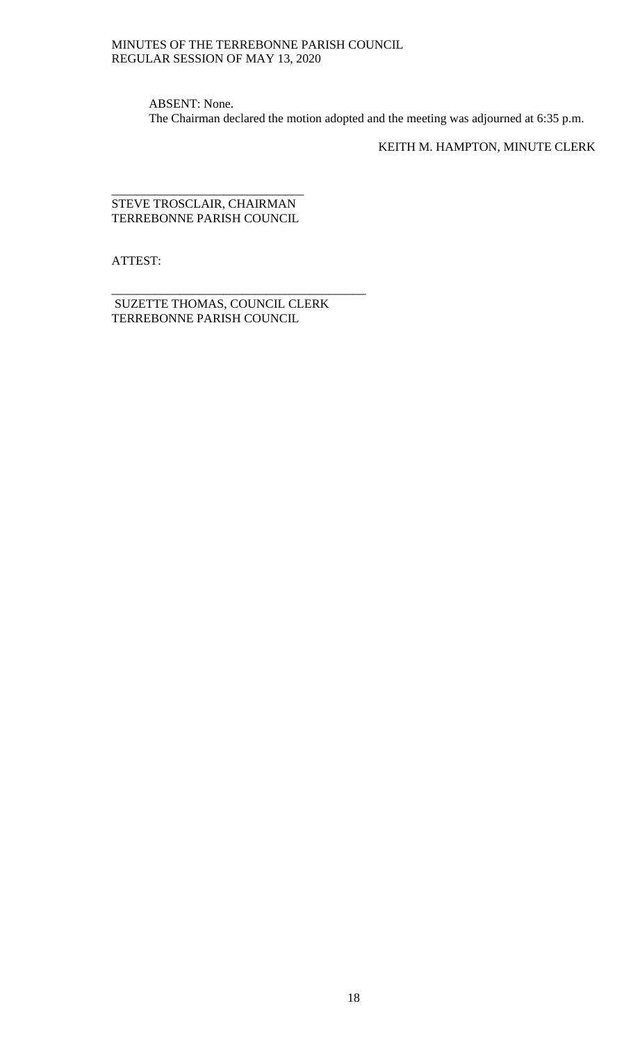ABSENT: None.

The Chairman declared the motion adopted and the meeting was adjourned at 6:35 p.m.

KEITH M. HAMPTON, MINUTE CLERK

_______________________________

STEVE TROSCLAIR, CHAIRMAN
TERREBONNE PARISH COUNCIL

ATTEST:

_________________________________________

SUZETTE THOMAS, COUNCIL CLERK
TERREBONNE PARISH COUNCIL